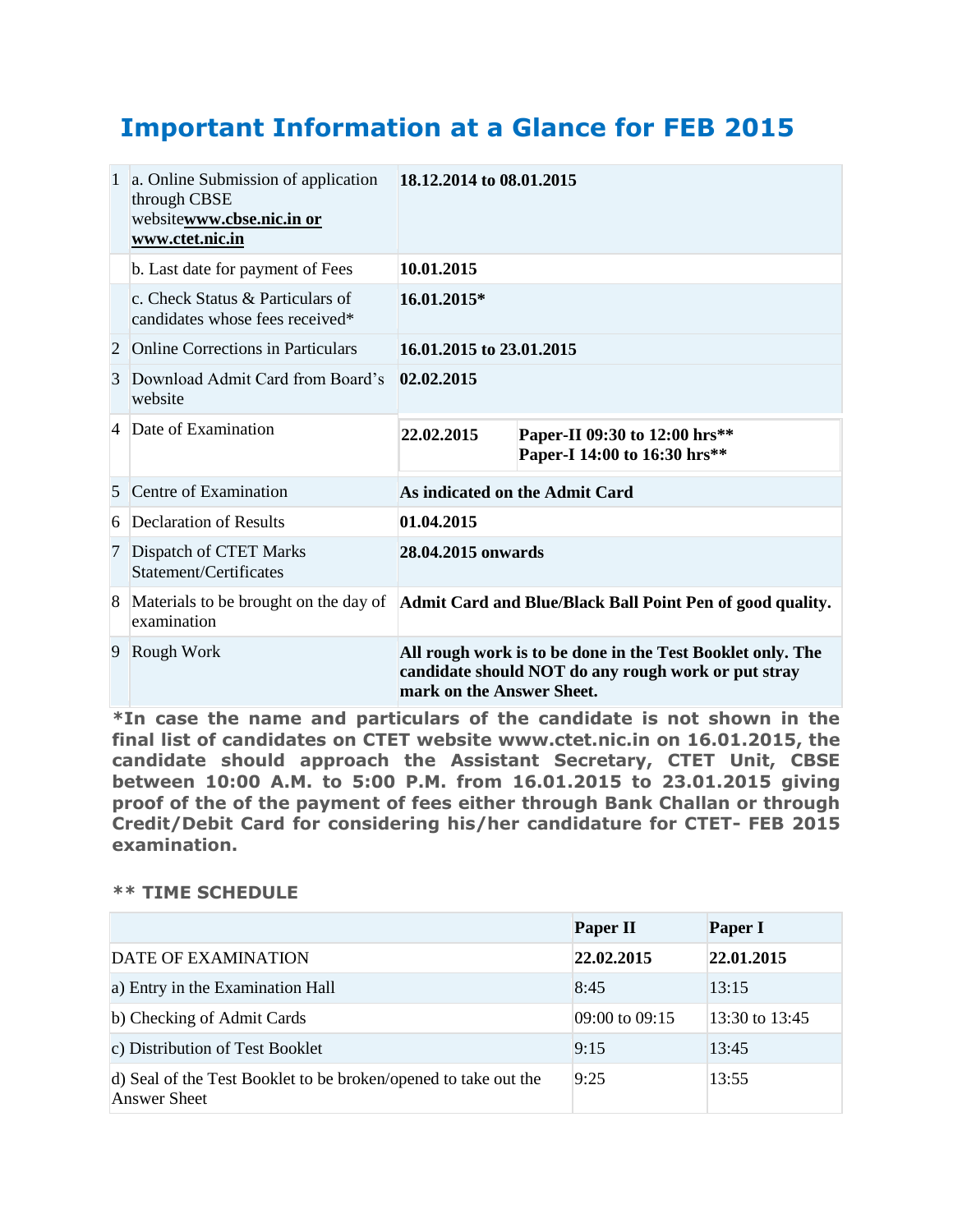# Important Information at a Glance for FEB 2015

| | | |
|---|---|---|
| 1 | a. Online Submission of application through CBSE website**www.cbse.nic.in or www.ctet.nic.in** | **18.12.2014 to 08.01.2015** |
| | b. Last date for payment of Fees | **10.01.2015** |
| | c. Check Status & Particulars of candidates whose fees received* | **16.01.2015*** |
| 2 | Online Corrections in Particulars | **16.01.2015 to 23.01.2015** |
| 3 | Download Admit Card from Board's website | **02.02.2015** |
| 4 | Date of Examination | **22.02.2015** — **Paper-II 09:30 to 12:00 hrs\*\*** **Paper-I 14:00 to 16:30 hrs\*\*** |
| 5 | Centre of Examination | **As indicated on the Admit Card** |
| 6 | Declaration of Results | **01.04.2015** |
| 7 | Dispatch of CTET Marks Statement/Certificates | **28.04.2015 onwards** |
| 8 | Materials to be brought on the day of examination | **Admit Card and Blue/Black Ball Point Pen of good quality.** |
| 9 | Rough Work | **All rough work is to be done in the Test Booklet only. The candidate should NOT do any rough work or put stray mark on the Answer Sheet.** |

***In case the name and particulars of the candidate is not shown in the final list of candidates on CTET website www.ctet.nic.in on 16.01.2015, the candidate should approach the Assistant Secretary, CTET Unit, CBSE between 10:00 A.M. to 5:00 P.M. from 16.01.2015 to 23.01.2015 giving proof of the of the payment of fees either through Bank Challan or through Credit/Debit Card for considering his/her candidature for CTET- FEB 2015 examination.**

**\*\* TIME SCHEDULE**

| | Paper II | Paper I |
|---|---|---|
| DATE OF EXAMINATION | **22.02.2015** | **22.01.2015** |
| a) Entry in the Examination Hall | 8:45 | 13:15 |
| b) Checking of Admit Cards | 09:00 to 09:15 | 13:30 to 13:45 |
| c) Distribution of Test Booklet | 9:15 | 13:45 |
| d) Seal of the Test Booklet to be broken/opened to take out the Answer Sheet | 9:25 | 13:55 |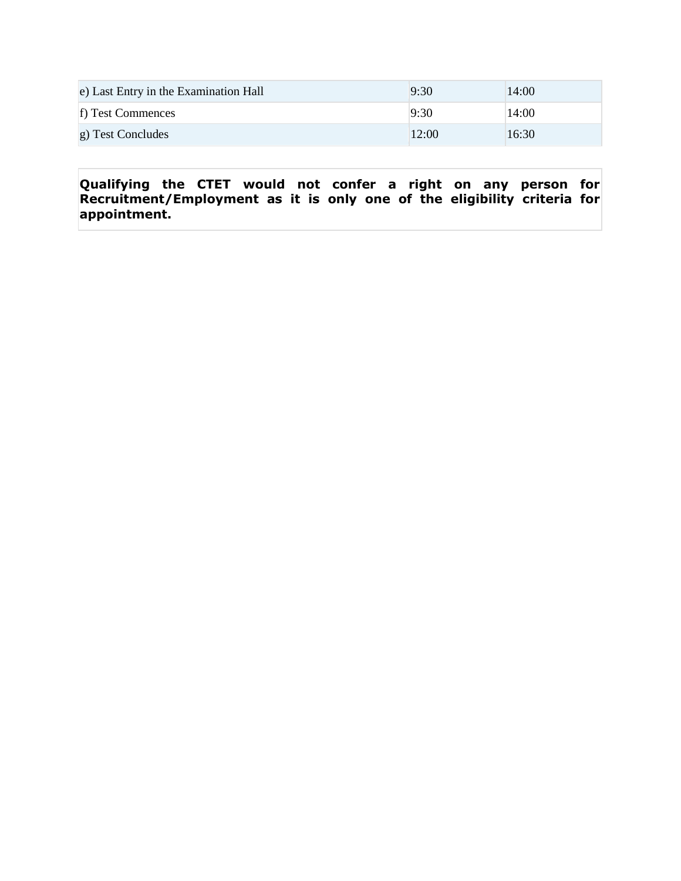| | | |
|---|---|---|
| e) Last Entry in the Examination Hall | 9:30 | 14:00 |
| f) Test Commences | 9:30 | 14:00 |
| g) Test Concludes | 12:00 | 16:30 |

**Qualifying the CTET would not confer a right on any person for Recruitment/Employment as it is only one of the eligibility criteria for appointment.**